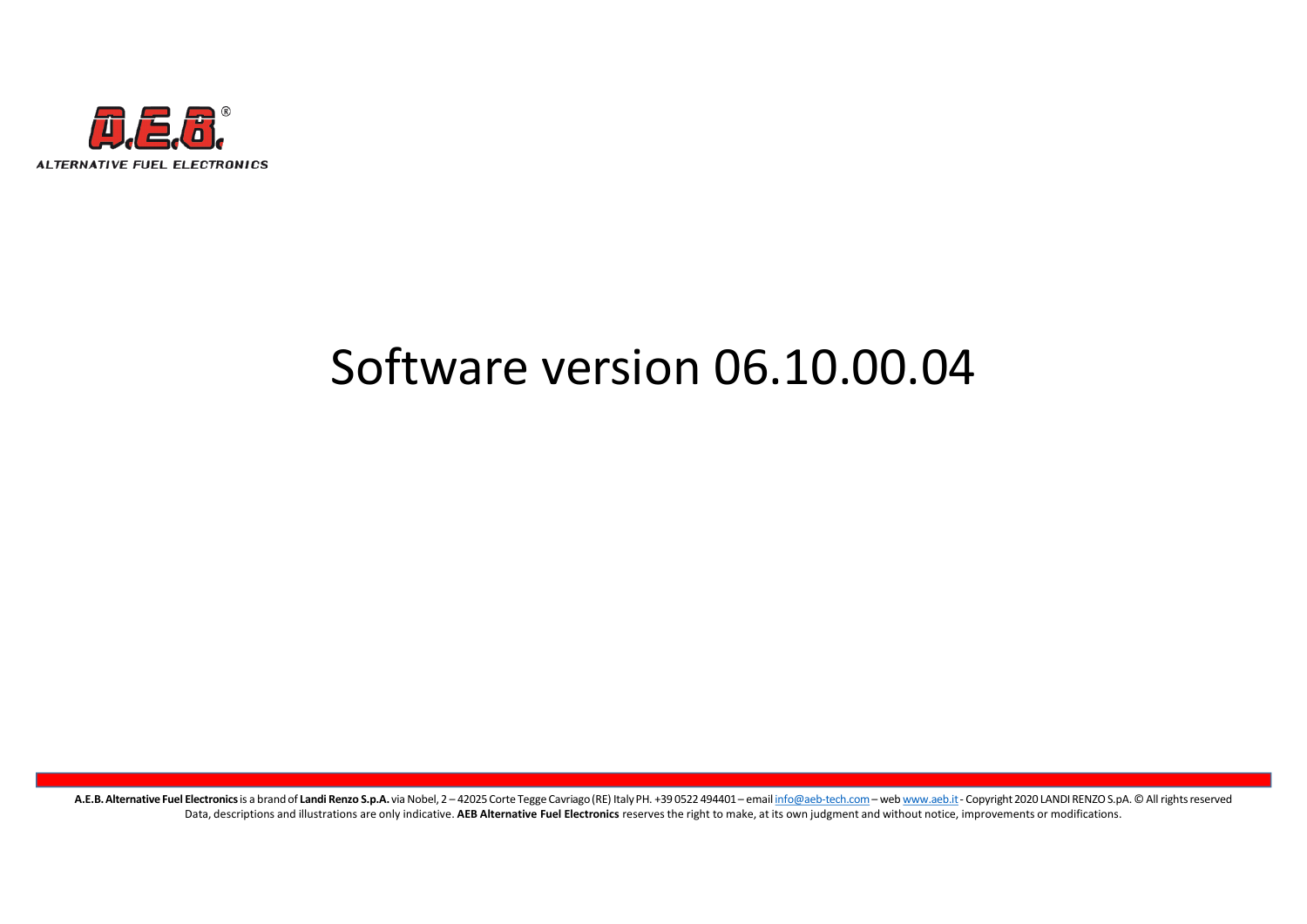# Software version 06.10.00.04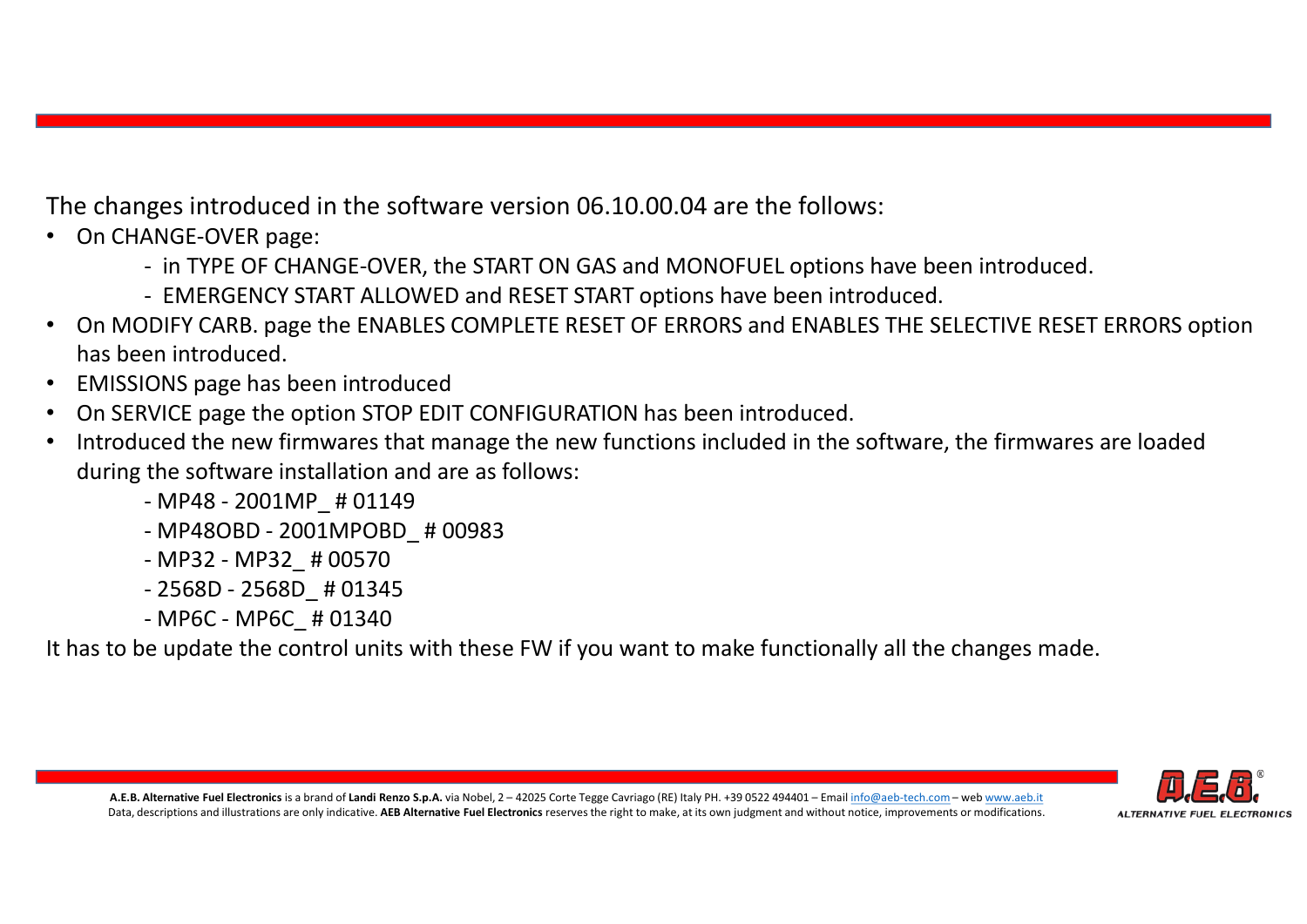The changes introduced in the software version 06.10.00.04 are the follows:

- On CHANGE-OVER page:
    - in TYPE OF CHANGE-OVER, the START ON GAS and MONOFUEL options have been introduced.
    - EMERGENCY START ALLOWED and RESET START options have been introduced.
- On MODIFY CARB. page the ENABLES COMPLETE RESET OF ERRORS and ENABLES THE SELECTIVE RESET ERRORS option has been introduced.
- EMISSIONS page has been introduced
- On SERVICE page the option STOP EDIT CONFIGURATION has been introduced.
- Introduced the new firmwares that manage the new functions included in the software, the firmwares are loaded during the software installation and are as follows:
    - MP48 - 2001MP_ # 01149
    - MP48OBD - 2001MPOBD_ # 00983
    - MP32 - MP32_ # 00570
    - 2568D - 2568D_ # 01345
    - MP6C - MP6C_ # 01340

It has to be update the control units with these FW if you want to make functionally all the changes made.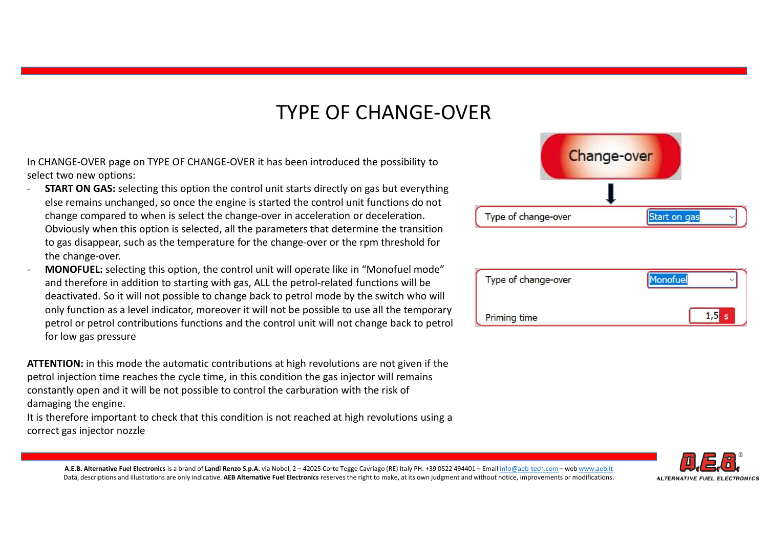# TYPE OF CHANGE-OVER

In CHANGE-OVER page on TYPE OF CHANGE-OVER it has been introduced the possibility to select two new options:

- **START ON GAS:** selecting this option the control unit starts directly on gas but everything else remains unchanged, so once the engine is started the control unit functions do not change compared to when is select the change-over in acceleration or deceleration. Obviously when this option is selected, all the parameters that determine the transition to gas disappear, such as the temperature for the change-over or the rpm threshold for the change-over.
- **MONOFUEL:** selecting this option, the control unit will operate like in "Monofuel mode" and therefore in addition to starting with gas, ALL the petrol-related functions will be deactivated. So it will not possible to change back to petrol mode by the switch who will only function as a level indicator, moreover it will not be possible to use all the temporary petrol or petrol contributions functions and the control unit will not change back to petrol for low gas pressure

Change-over

| Type of change-over | Start on gas |
|---|---|

| Type of change-over | Monofuel |
|---|---|
| Priming time | 1,5 s |

**ATTENTION:** in this mode the automatic contributions at high revolutions are not given if the petrol injection time reaches the cycle time, in this condition the gas injector will remains constantly open and it will be not possible to control the carburation with the risk of damaging the engine.

It is therefore important to check that this condition is not reached at high revolutions using a correct gas injector nozzle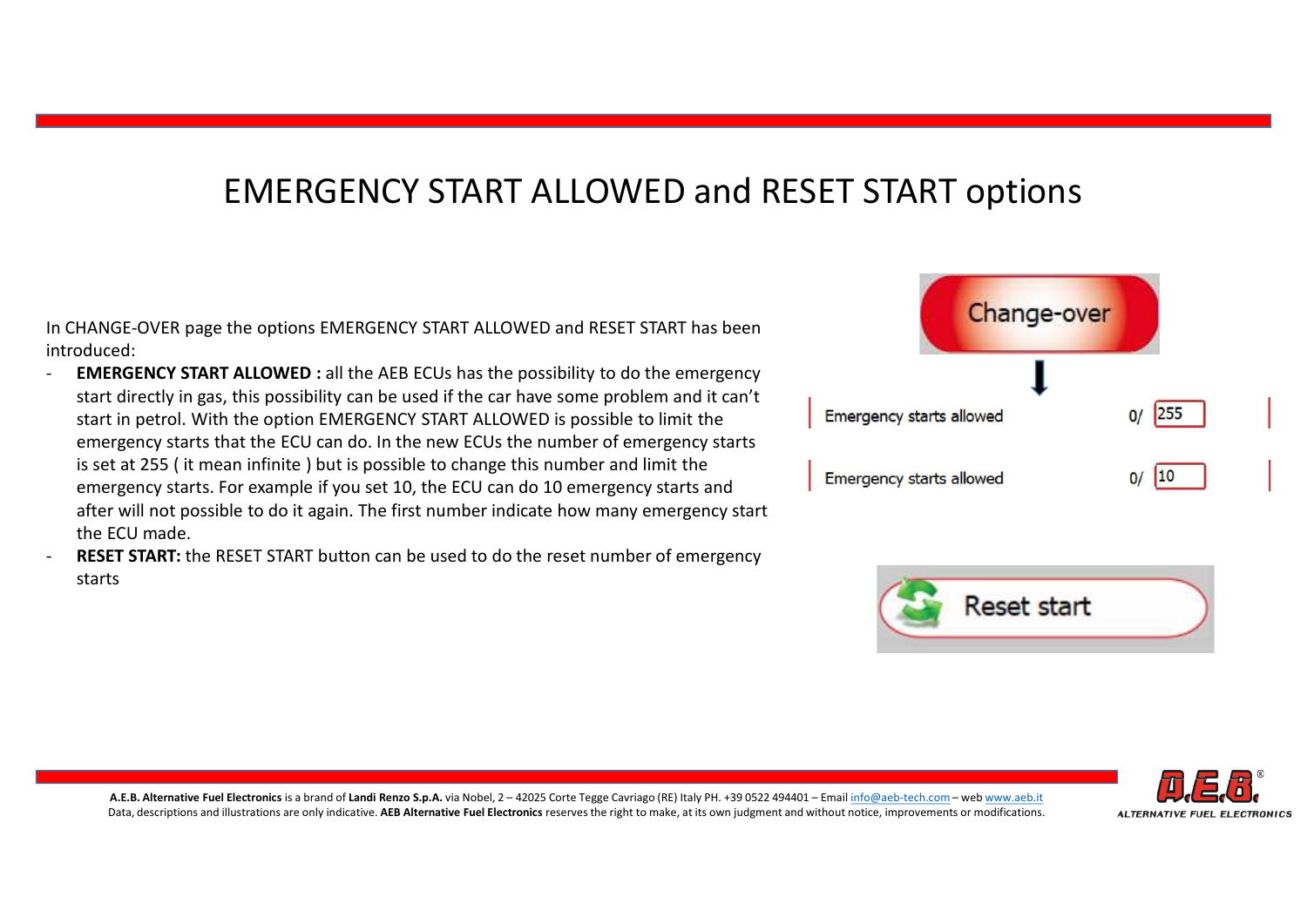# EMERGENCY START ALLOWED and RESET START options

In CHANGE-OVER page the options EMERGENCY START ALLOWED and RESET START has been introduced:

- **EMERGENCY START ALLOWED :** all the AEB ECUs has the possibility to do the emergency start directly in gas, this possibility can be used if the car have some problem and it can't start in petrol. With the option EMERGENCY START ALLOWED is possible to limit the emergency starts that the ECU can do. In the new ECUs the number of emergency starts is set at 255 ( it mean infinite ) but is possible to change this number and limit the emergency starts. For example if you set 10, the ECU can do 10 emergency starts and after will not possible to do it again. The first number indicate how many emergency start the ECU made.
- **RESET START:** the RESET START button can be used to do the reset number of emergency starts

Change-over

Emergency starts allowed 0/ 255

Emergency starts allowed 0/ 10

Reset start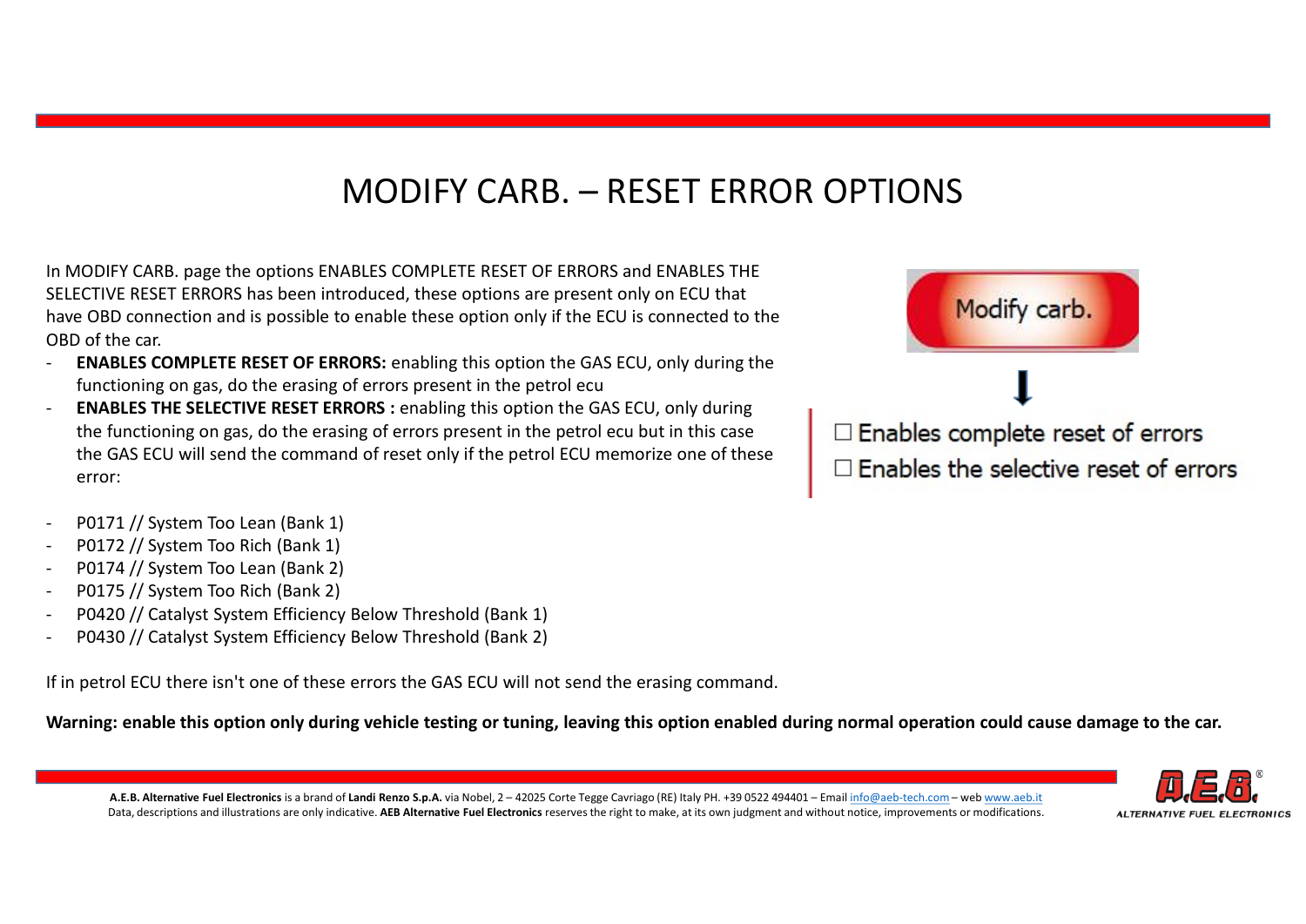# MODIFY CARB. – RESET ERROR OPTIONS

In MODIFY CARB. page the options ENABLES COMPLETE RESET OF ERRORS and ENABLES THE SELECTIVE RESET ERRORS has been introduced, these options are present only on ECU that have OBD connection and is possible to enable these option only if the ECU is connected to the OBD of the car.

- **ENABLES COMPLETE RESET OF ERRORS:** enabling this option the GAS ECU, only during the functioning on gas, do the erasing of errors present in the petrol ecu
- **ENABLES THE SELECTIVE RESET ERRORS :** enabling this option the GAS ECU, only during the functioning on gas, do the erasing of errors present in the petrol ecu but in this case the GAS ECU will send the command of reset only if the petrol ECU memorize one of these error:

Modify carb.

☐ Enables complete reset of errors
☐ Enables the selective reset of errors

- P0171 // System Too Lean (Bank 1)
- P0172 // System Too Rich (Bank 1)
- P0174 // System Too Lean (Bank 2)
- P0175 // System Too Rich (Bank 2)
- P0420 // Catalyst System Efficiency Below Threshold (Bank 1)
- P0430 // Catalyst System Efficiency Below Threshold (Bank 2)

If in petrol ECU there isn't one of these errors the GAS ECU will not send the erasing command.

**Warning: enable this option only during vehicle testing or tuning, leaving this option enabled during normal operation could cause damage to the car.**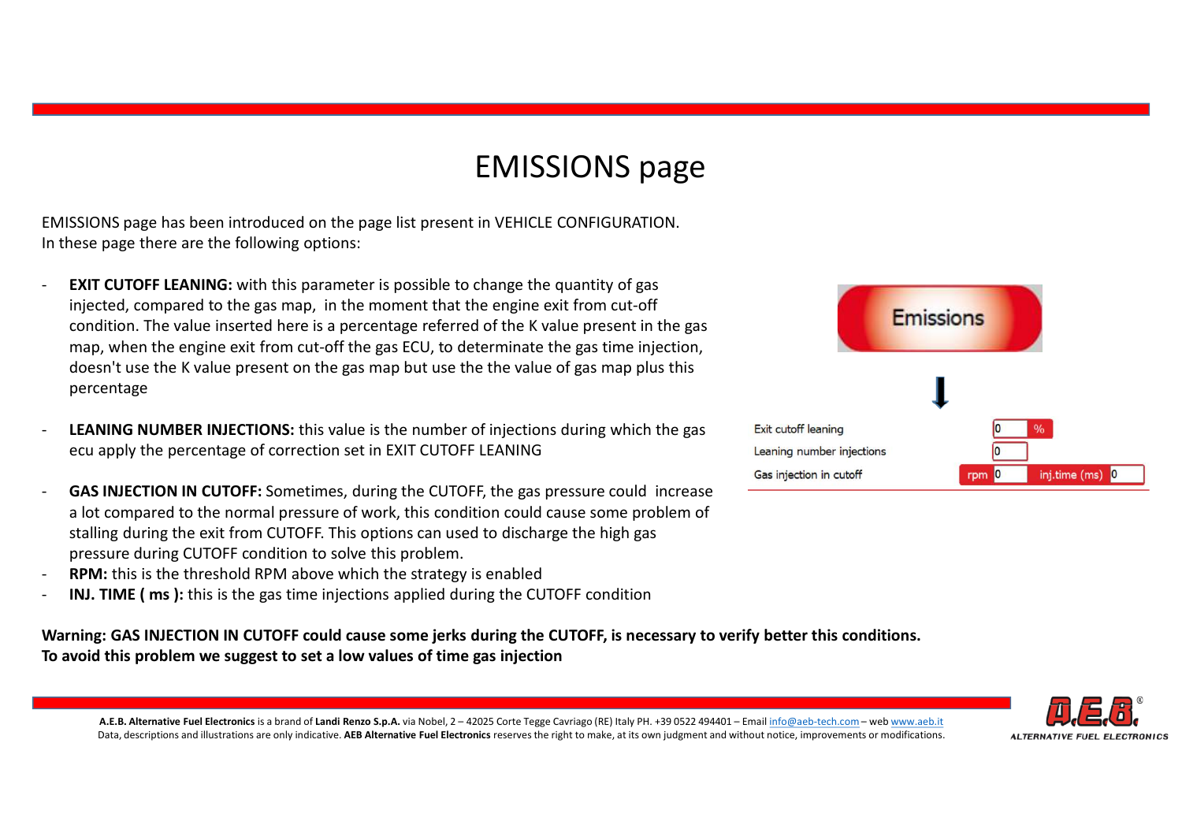# EMISSIONS page

EMISSIONS page has been introduced on the page list present in VEHICLE CONFIGURATION.
In these page there are the following options:

- **EXIT CUTOFF LEANING:** with this parameter is possible to change the quantity of gas injected, compared to the gas map, in the moment that the engine exit from cut-off condition. The value inserted here is a percentage referred of the K value present in the gas map, when the engine exit from cut-off the gas ECU, to determinate the gas time injection, doesn't use the K value present on the gas map but use the the value of gas map plus this percentage

- **LEANING NUMBER INJECTIONS:** this value is the number of injections during which the gas ecu apply the percentage of correction set in EXIT CUTOFF LEANING

- **GAS INJECTION IN CUTOFF:** Sometimes, during the CUTOFF, the gas pressure could increase a lot compared to the normal pressure of work, this condition could cause some problem of stalling during the exit from CUTOFF. This options can used to discharge the high gas pressure during CUTOFF condition to solve this problem.
- **RPM:** this is the threshold RPM above which the strategy is enabled
- **INJ. TIME ( ms ):** this is the gas time injections applied during the CUTOFF condition

Emissions

| | | |
|---|---|---|
| Exit cutoff leaning | 0 | % |
| Leaning number injections | 0 | |
| Gas injection in cutoff | rpm 0 | inj.time (ms) 0 |

**Warning: GAS INJECTION IN CUTOFF could cause some jerks during the CUTOFF, is necessary to verify better this conditions.**
**To avoid this problem we suggest to set a low values of time gas injection**

**A.E.B. Alternative Fuel Electronics** is a brand of **Landi Renzo S.p.A.** via Nobel, 2 – 42025 Corte Tegge Cavriago (RE) Italy PH. +39 0522 494401 – Email info@aeb-tech.com – web www.aeb.it
Data, descriptions and illustrations are only indicative. **AEB Alternative Fuel Electronics** reserves the right to make, at its own judgment and without notice, improvements or modifications.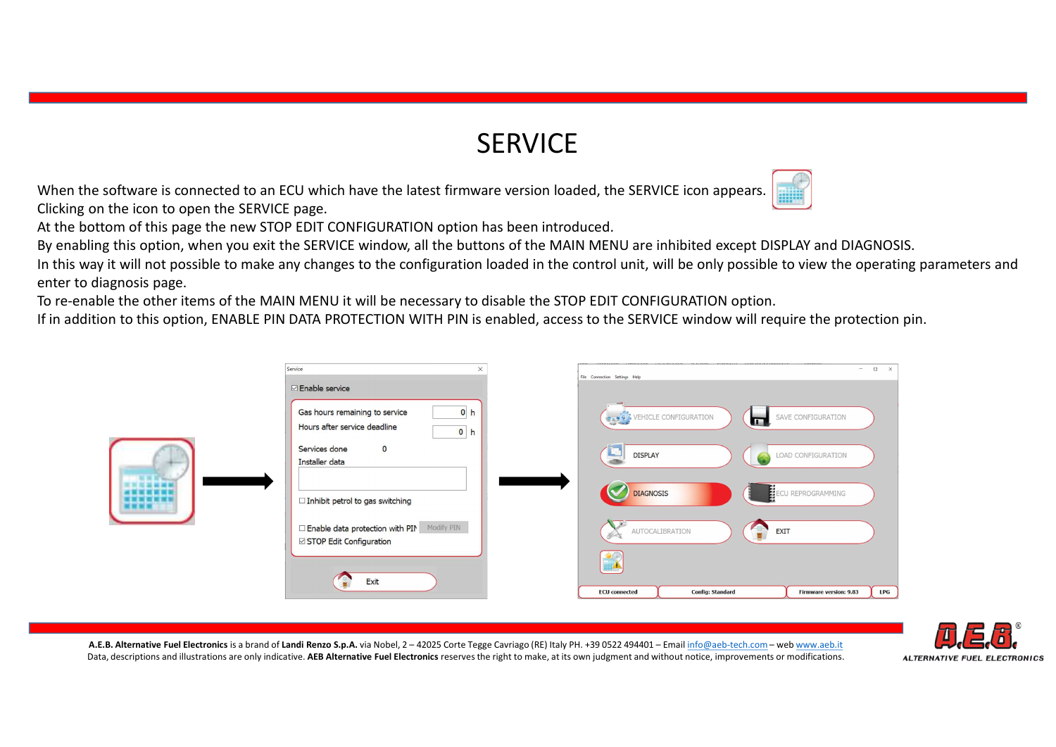# SERVICE

When the software is connected to an ECU which have the latest firmware version loaded, the SERVICE icon appears.
Clicking on the icon to open the SERVICE page.
At the bottom of this page the new STOP EDIT CONFIGURATION option has been introduced.
By enabling this option, when you exit the SERVICE window, all the buttons of the MAIN MENU are inhibited except DISPLAY and DIAGNOSIS.
In this way it will not possible to make any changes to the configuration loaded in the control unit, will be only possible to view the operating parameters and enter to diagnosis page.
To re-enable the other items of the MAIN MENU it will be necessary to disable the STOP EDIT CONFIGURATION option.
If in addition to this option, ENABLE PIN DATA PROTECTION WITH PIN is enabled, access to the SERVICE window will require the protection pin.

Service

☑ Enable service

Gas hours remaining to service 0 h
Hours after service deadline 0 h

Services done 0
Installer data

☐ Inhibit petrol to gas switching

☐ Enable data protection with PIN Modify PIN
☑ STOP Edit Configuration

Exit

File Connection Settings Help

VEHICLE CONFIGURATION
SAVE CONFIGURATION
DISPLAY
LOAD CONFIGURATION
DIAGNOSIS
ECU REPROGRAMMING
AUTOCALIBRATION
EXIT

ECU connected | Config: Standard | Firmware version: 9.83 | LPG

**A.E.B. Alternative Fuel Electronics** is a brand of **Landi Renzo S.p.A.** via Nobel, 2 – 42025 Corte Tegge Cavriago (RE) Italy PH. +39 0522 494401 – Email info@aeb-tech.com – web www.aeb.it
Data, descriptions and illustrations are only indicative. **AEB Alternative Fuel Electronics** reserves the right to make, at its own judgment and without notice, improvements or modifications.